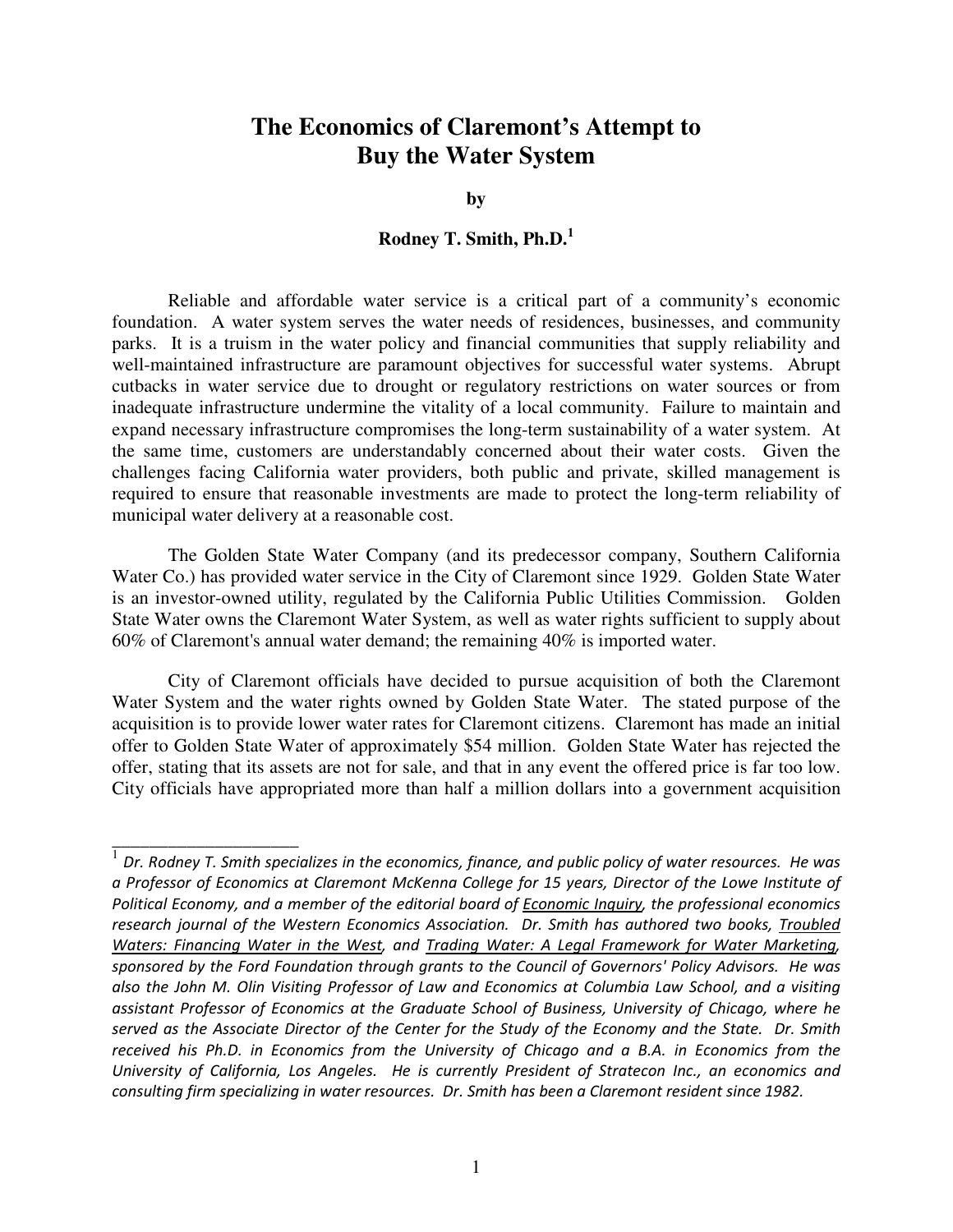# The Economics of Claremont's Attempt to Buy the Water System

**by**

**Rodney T. Smith, Ph.D.[1]**

Reliable and affordable water service is a critical part of a community's economic foundation. A water system serves the water needs of residences, businesses, and community parks. It is a truism in the water policy and financial communities that supply reliability and well-maintained infrastructure are paramount objectives for successful water systems. Abrupt cutbacks in water service due to drought or regulatory restrictions on water sources or from inadequate infrastructure undermine the vitality of a local community. Failure to maintain and expand necessary infrastructure compromises the long-term sustainability of a water system. At the same time, customers are understandably concerned about their water costs. Given the challenges facing California water providers, both public and private, skilled management is required to ensure that reasonable investments are made to protect the long-term reliability of municipal water delivery at a reasonable cost.

The Golden State Water Company (and its predecessor company, Southern California Water Co.) has provided water service in the City of Claremont since 1929. Golden State Water is an investor-owned utility, regulated by the California Public Utilities Commission. Golden State Water owns the Claremont Water System, as well as water rights sufficient to supply about 60% of Claremont's annual water demand; the remaining 40% is imported water.

City of Claremont officials have decided to pursue acquisition of both the Claremont Water System and the water rights owned by Golden State Water. The stated purpose of the acquisition is to provide lower water rates for Claremont citizens. Claremont has made an initial offer to Golden State Water of approximately $54 million. Golden State Water has rejected the offer, stating that its assets are not for sale, and that in any event the offered price is far too low. City officials have appropriated more than half a million dollars into a government acquisition

---

[1] *Dr. Rodney T. Smith specializes in the economics, finance, and public policy of water resources. He was a Professor of Economics at Claremont McKenna College for 15 years, Director of the Lowe Institute of Political Economy, and a member of the editorial board of Economic Inquiry, the professional economics research journal of the Western Economics Association. Dr. Smith has authored two books, Troubled Waters: Financing Water in the West, and Trading Water: A Legal Framework for Water Marketing, sponsored by the Ford Foundation through grants to the Council of Governors' Policy Advisors. He was also the John M. Olin Visiting Professor of Law and Economics at Columbia Law School, and a visiting assistant Professor of Economics at the Graduate School of Business, University of Chicago, where he served as the Associate Director of the Center for the Study of the Economy and the State. Dr. Smith received his Ph.D. in Economics from the University of Chicago and a B.A. in Economics from the University of California, Los Angeles. He is currently President of Stratecon Inc., an economics and consulting firm specializing in water resources. Dr. Smith has been a Claremont resident since 1982.*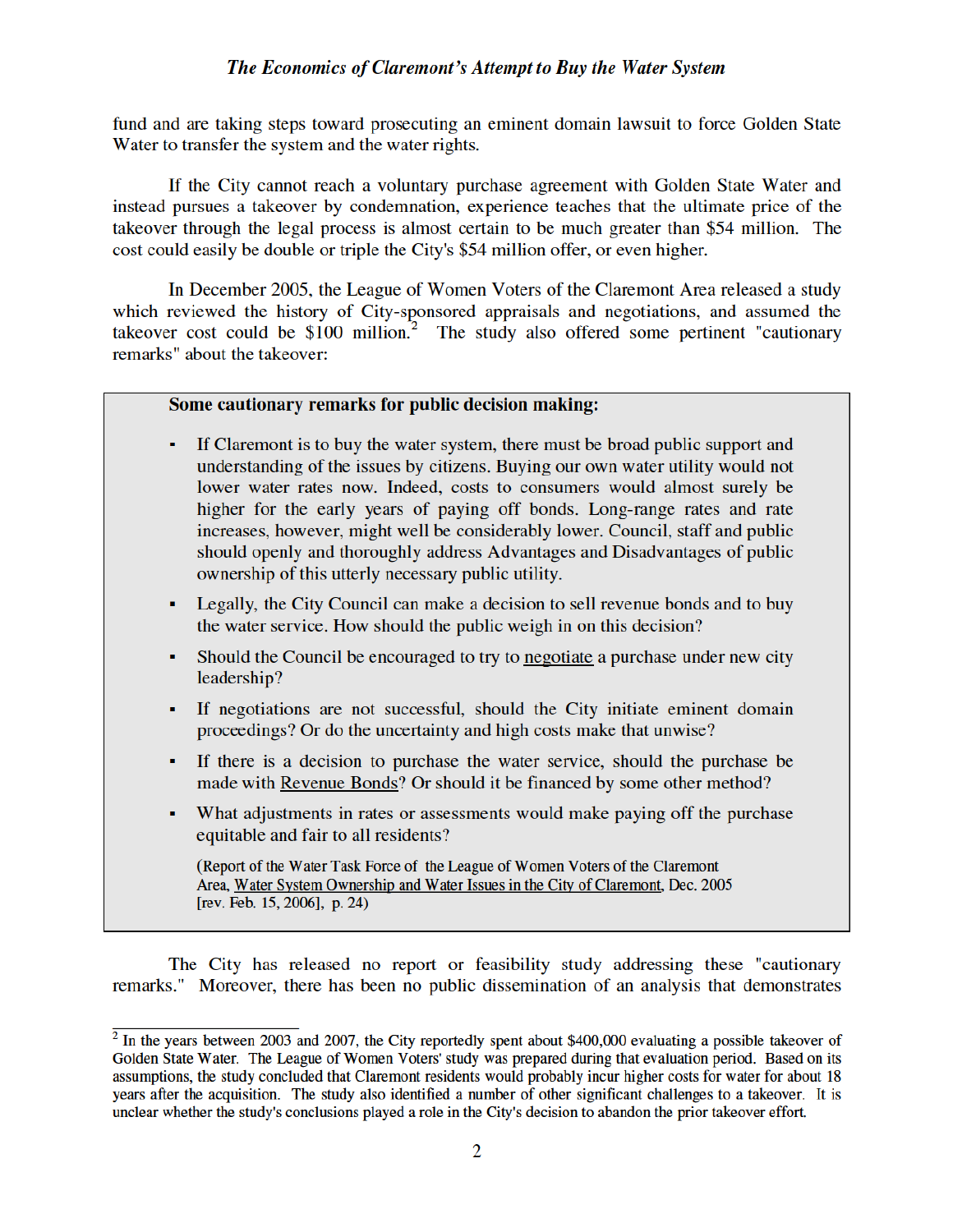fund and are taking steps toward prosecuting an eminent domain lawsuit to force Golden State Water to transfer the system and the water rights.

If the City cannot reach a voluntary purchase agreement with Golden State Water and instead pursues a takeover by condemnation, experience teaches that the ultimate price of the takeover through the legal process is almost certain to be much greater than $54 million. The cost could easily be double or triple the City's $54 million offer, or even higher.

In December 2005, the League of Women Voters of the Claremont Area released a study which reviewed the history of City-sponsored appraisals and negotiations, and assumed the takeover cost could be $100 million.[2] The study also offered some pertinent "cautionary remarks" about the takeover:

> **Some cautionary remarks for public decision making:**
>
> - If Claremont is to buy the water system, there must be broad public support and understanding of the issues by citizens. Buying our own water utility would not lower water rates now. Indeed, costs to consumers would almost surely be higher for the early years of paying off bonds. Long-range rates and rate increases, however, might well be considerably lower. Council, staff and public should openly and thoroughly address Advantages and Disadvantages of public ownership of this utterly necessary public utility.
> - Legally, the City Council can make a decision to sell revenue bonds and to buy the water service. How should the public weigh in on this decision?
> - Should the Council be encouraged to try to <u>negotiate</u> a purchase under new city leadership?
> - If negotiations are not successful, should the City initiate eminent domain proceedings? Or do the uncertainty and high costs make that unwise?
> - If there is a decision to purchase the water service, should the purchase be made with <u>Revenue Bonds</u>? Or should it be financed by some other method?
> - What adjustments in rates or assessments would make paying off the purchase equitable and fair to all residents?
>
> (Report of the Water Task Force of the League of Women Voters of the Claremont Area, <u>Water System Ownership and Water Issues in the City of Claremont</u>, Dec. 2005 [rev. Feb. 15, 2006], p. 24)

The City has released no report or feasibility study addressing these "cautionary remarks." Moreover, there has been no public dissemination of an analysis that demonstrates

[2] In the years between 2003 and 2007, the City reportedly spent about $400,000 evaluating a possible takeover of Golden State Water. The League of Women Voters' study was prepared during that evaluation period. Based on its assumptions, the study concluded that Claremont residents would probably incur higher costs for water for about 18 years after the acquisition. The study also identified a number of other significant challenges to a takeover. It is unclear whether the study's conclusions played a role in the City's decision to abandon the prior takeover effort.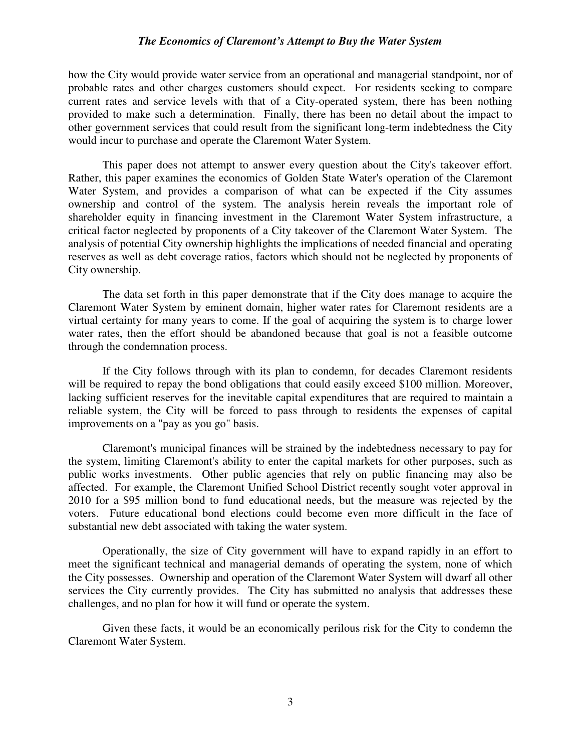how the City would provide water service from an operational and managerial standpoint, nor of probable rates and other charges customers should expect. For residents seeking to compare current rates and service levels with that of a City-operated system, there has been nothing provided to make such a determination. Finally, there has been no detail about the impact to other government services that could result from the significant long-term indebtedness the City would incur to purchase and operate the Claremont Water System.

This paper does not attempt to answer every question about the City's takeover effort. Rather, this paper examines the economics of Golden State Water's operation of the Claremont Water System, and provides a comparison of what can be expected if the City assumes ownership and control of the system. The analysis herein reveals the important role of shareholder equity in financing investment in the Claremont Water System infrastructure, a critical factor neglected by proponents of a City takeover of the Claremont Water System. The analysis of potential City ownership highlights the implications of needed financial and operating reserves as well as debt coverage ratios, factors which should not be neglected by proponents of City ownership.

The data set forth in this paper demonstrate that if the City does manage to acquire the Claremont Water System by eminent domain, higher water rates for Claremont residents are a virtual certainty for many years to come. If the goal of acquiring the system is to charge lower water rates, then the effort should be abandoned because that goal is not a feasible outcome through the condemnation process.

If the City follows through with its plan to condemn, for decades Claremont residents will be required to repay the bond obligations that could easily exceed $100 million. Moreover, lacking sufficient reserves for the inevitable capital expenditures that are required to maintain a reliable system, the City will be forced to pass through to residents the expenses of capital improvements on a "pay as you go" basis.

Claremont's municipal finances will be strained by the indebtedness necessary to pay for the system, limiting Claremont's ability to enter the capital markets for other purposes, such as public works investments. Other public agencies that rely on public financing may also be affected. For example, the Claremont Unified School District recently sought voter approval in 2010 for a $95 million bond to fund educational needs, but the measure was rejected by the voters. Future educational bond elections could become even more difficult in the face of substantial new debt associated with taking the water system.

Operationally, the size of City government will have to expand rapidly in an effort to meet the significant technical and managerial demands of operating the system, none of which the City possesses. Ownership and operation of the Claremont Water System will dwarf all other services the City currently provides. The City has submitted no analysis that addresses these challenges, and no plan for how it will fund or operate the system.

Given these facts, it would be an economically perilous risk for the City to condemn the Claremont Water System.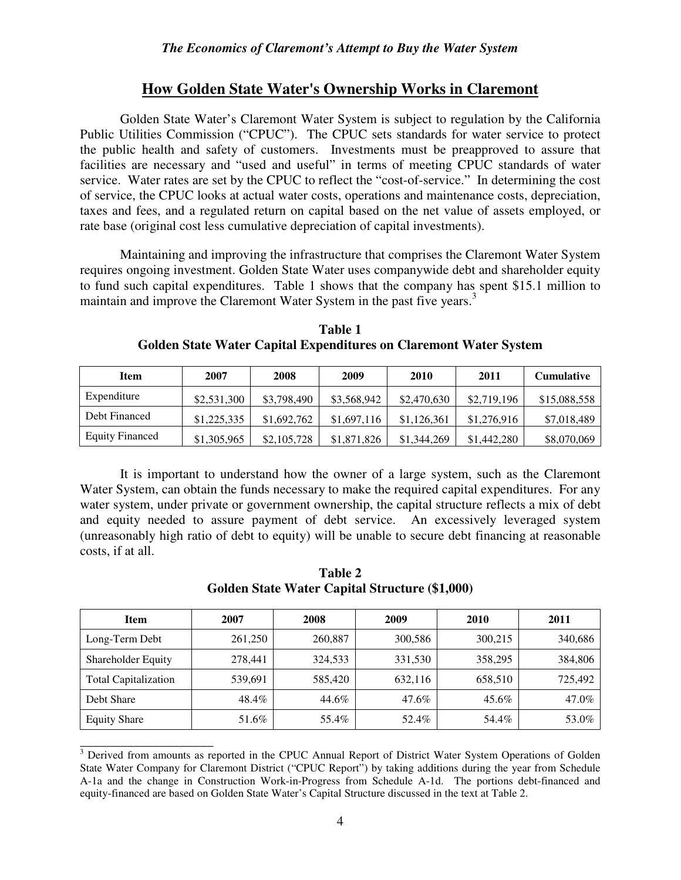## How Golden State Water's Ownership Works in Claremont

Golden State Water's Claremont Water System is subject to regulation by the California Public Utilities Commission ("CPUC"). The CPUC sets standards for water service to protect the public health and safety of customers. Investments must be preapproved to assure that facilities are necessary and "used and useful" in terms of meeting CPUC standards of water service. Water rates are set by the CPUC to reflect the "cost-of-service." In determining the cost of service, the CPUC looks at actual water costs, operations and maintenance costs, depreciation, taxes and fees, and a regulated return on capital based on the net value of assets employed, or rate base (original cost less cumulative depreciation of capital investments).

Maintaining and improving the infrastructure that comprises the Claremont Water System requires ongoing investment. Golden State Water uses companywide debt and shareholder equity to fund such capital expenditures. Table 1 shows that the company has spent $15.1 million to maintain and improve the Claremont Water System in the past five years.[3]

**Table 1**
**Golden State Water Capital Expenditures on Claremont Water System**

| Item | 2007 | 2008 | 2009 | 2010 | 2011 | Cumulative |
|---|---|---|---|---|---|---|
| Expenditure | $2,531,300 | $3,798,490 | $3,568,942 | $2,470,630 | $2,719,196 | $15,088,558 |
| Debt Financed | $1,225,335 | $1,692,762 | $1,697,116 | $1,126,361 | $1,276,916 | $7,018,489 |
| Equity Financed | $1,305,965 | $2,105,728 | $1,871,826 | $1,344,269 | $1,442,280 | $8,070,069 |

It is important to understand how the owner of a large system, such as the Claremont Water System, can obtain the funds necessary to make the required capital expenditures. For any water system, under private or government ownership, the capital structure reflects a mix of debt and equity needed to assure payment of debt service. An excessively leveraged system (unreasonably high ratio of debt to equity) will be unable to secure debt financing at reasonable costs, if at all.

**Table 2**
**Golden State Water Capital Structure ($1,000)**

| Item | 2007 | 2008 | 2009 | 2010 | 2011 |
|---|---|---|---|---|---|
| Long-Term Debt | 261,250 | 260,887 | 300,586 | 300,215 | 340,686 |
| Shareholder Equity | 278,441 | 324,533 | 331,530 | 358,295 | 384,806 |
| Total Capitalization | 539,691 | 585,420 | 632,116 | 658,510 | 725,492 |
| Debt Share | 48.4% | 44.6% | 47.6% | 45.6% | 47.0% |
| Equity Share | 51.6% | 55.4% | 52.4% | 54.4% | 53.0% |

---

[3] Derived from amounts as reported in the CPUC Annual Report of District Water System Operations of Golden State Water Company for Claremont District ("CPUC Report") by taking additions during the year from Schedule A-1a and the change in Construction Work-in-Progress from Schedule A-1d. The portions debt-financed and equity-financed are based on Golden State Water's Capital Structure discussed in the text at Table 2.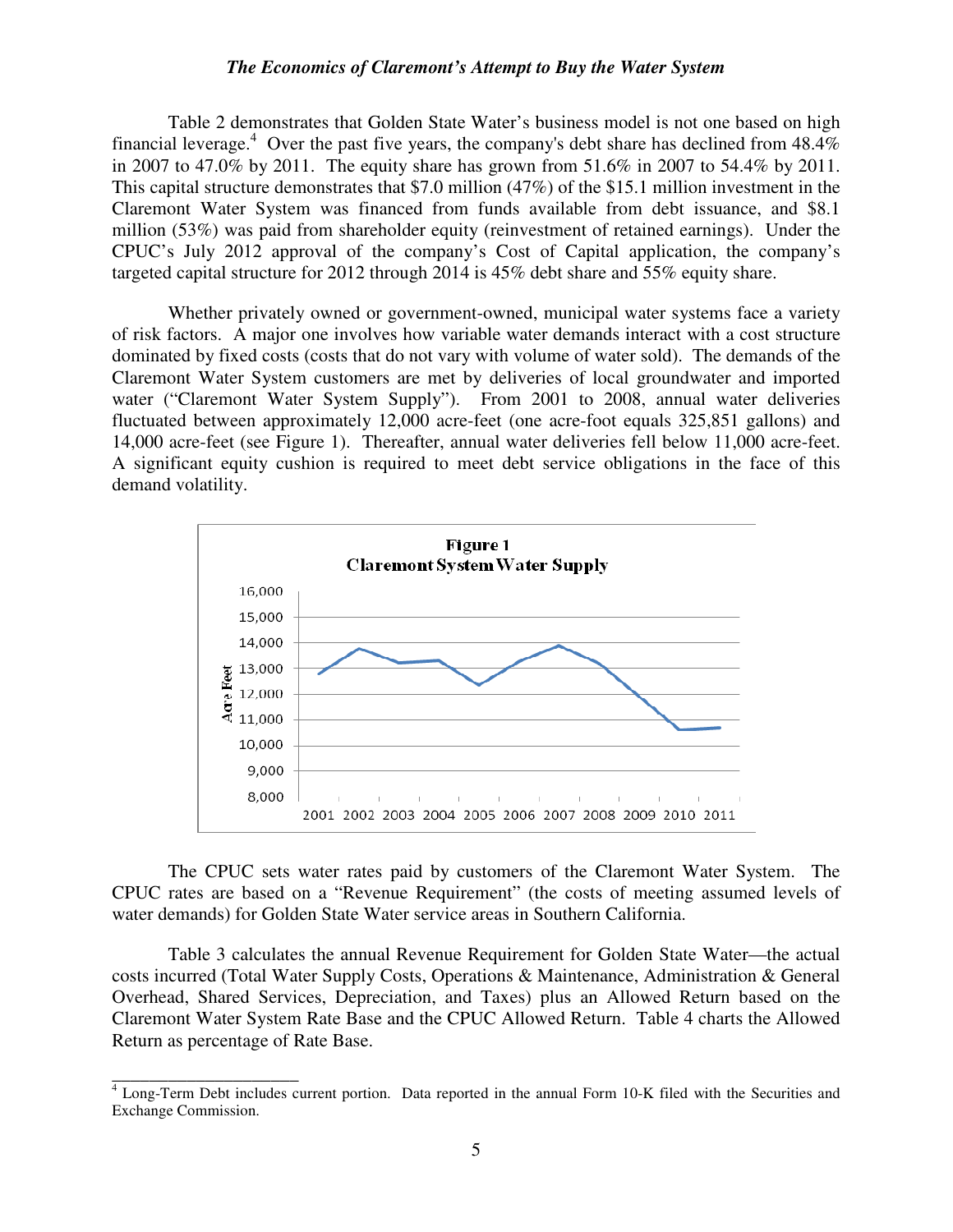Table 2 demonstrates that Golden State Water's business model is not one based on high financial leverage.[4] Over the past five years, the company's debt share has declined from 48.4% in 2007 to 47.0% by 2011. The equity share has grown from 51.6% in 2007 to 54.4% by 2011. This capital structure demonstrates that $7.0 million (47%) of the $15.1 million investment in the Claremont Water System was financed from funds available from debt issuance, and $8.1 million (53%) was paid from shareholder equity (reinvestment of retained earnings). Under the CPUC's July 2012 approval of the company's Cost of Capital application, the company's targeted capital structure for 2012 through 2014 is 45% debt share and 55% equity share.

Whether privately owned or government-owned, municipal water systems face a variety of risk factors. A major one involves how variable water demands interact with a cost structure dominated by fixed costs (costs that do not vary with volume of water sold). The demands of the Claremont Water System customers are met by deliveries of local groundwater and imported water ("Claremont Water System Supply"). From 2001 to 2008, annual water deliveries fluctuated between approximately 12,000 acre-feet (one acre-foot equals 325,851 gallons) and 14,000 acre-feet (see Figure 1). Thereafter, annual water deliveries fell below 11,000 acre-feet. A significant equity cushion is required to meet debt service obligations in the face of this demand volatility.

**Figure 1**
**Claremont System Water Supply**

The CPUC sets water rates paid by customers of the Claremont Water System. The CPUC rates are based on a "Revenue Requirement" (the costs of meeting assumed levels of water demands) for Golden State Water service areas in Southern California.

Table 3 calculates the annual Revenue Requirement for Golden State Water—the actual costs incurred (Total Water Supply Costs, Operations & Maintenance, Administration & General Overhead, Shared Services, Depreciation, and Taxes) plus an Allowed Return based on the Claremont Water System Rate Base and the CPUC Allowed Return. Table 4 charts the Allowed Return as percentage of Rate Base.

---

[4] Long-Term Debt includes current portion. Data reported in the annual Form 10-K filed with the Securities and Exchange Commission.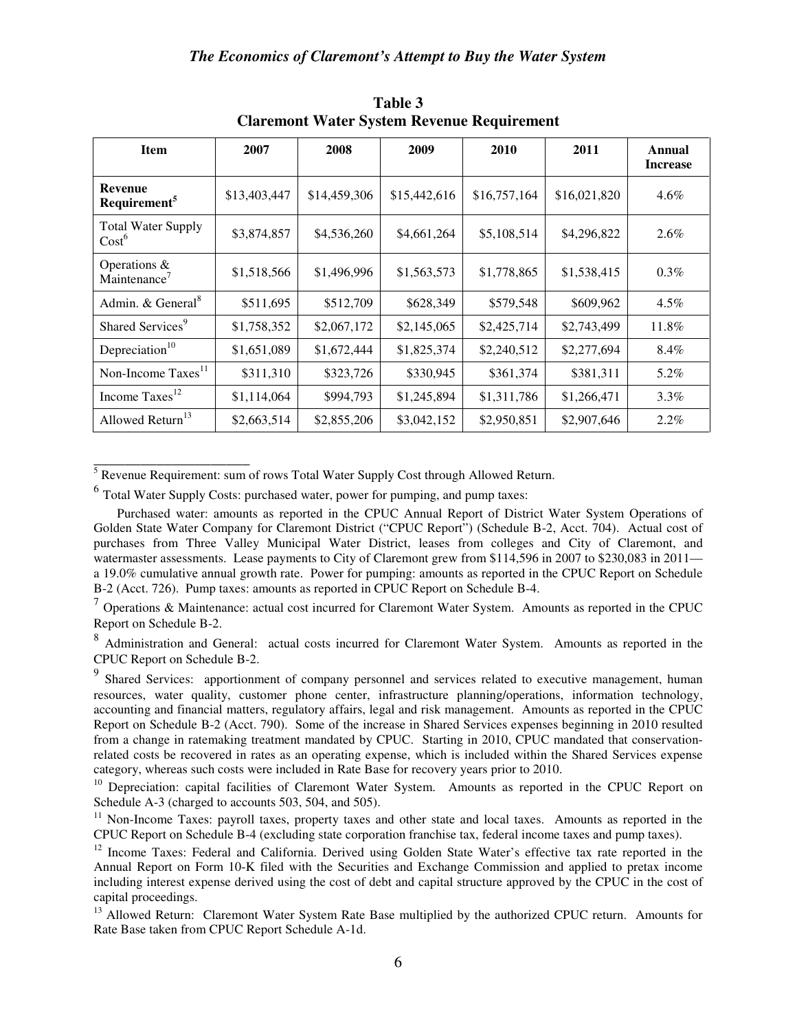**Table 3**
**Claremont Water System Revenue Requirement**

| Item | 2007 | 2008 | 2009 | 2010 | 2011 | Annual Increase |
|---|---|---|---|---|---|---|
| **Revenue Requirement**[5] | $13,403,447 | $14,459,306 | $15,442,616 | $16,757,164 | $16,021,820 | 4.6% |
| Total Water Supply Cost[6] | $3,874,857 | $4,536,260 | $4,661,264 | $5,108,514 | $4,296,822 | 2.6% |
| Operations & Maintenance[7] | $1,518,566 | $1,496,996 | $1,563,573 | $1,778,865 | $1,538,415 | 0.3% |
| Admin. & General[8] | $511,695 | $512,709 | $628,349 | $579,548 | $609,962 | 4.5% |
| Shared Services[9] | $1,758,352 | $2,067,172 | $2,145,065 | $2,425,714 | $2,743,499 | 11.8% |
| Depreciation[10] | $1,651,089 | $1,672,444 | $1,825,374 | $2,240,512 | $2,277,694 | 8.4% |
| Non-Income Taxes[11] | $311,310 | $323,726 | $330,945 | $361,374 | $381,311 | 5.2% |
| Income Taxes[12] | $1,114,064 | $994,793 | $1,245,894 | $1,311,786 | $1,266,471 | 3.3% |
| Allowed Return[13] | $2,663,514 | $2,855,206 | $3,042,152 | $2,950,851 | $2,907,646 | 2.2% |

---

[5] Revenue Requirement: sum of rows Total Water Supply Cost through Allowed Return.

[6] Total Water Supply Costs: purchased water, power for pumping, and pump taxes:

Purchased water: amounts as reported in the CPUC Annual Report of District Water System Operations of Golden State Water Company for Claremont District ("CPUC Report") (Schedule B-2, Acct. 704). Actual cost of purchases from Three Valley Municipal Water District, leases from colleges and City of Claremont, and watermaster assessments. Lease payments to City of Claremont grew from $114,596 in 2007 to $230,083 in 2011—a 19.0% cumulative annual growth rate. Power for pumping: amounts as reported in the CPUC Report on Schedule B-2 (Acct. 726). Pump taxes: amounts as reported in CPUC Report on Schedule B-4.

[7] Operations & Maintenance: actual cost incurred for Claremont Water System. Amounts as reported in the CPUC Report on Schedule B-2.

[8] Administration and General: actual costs incurred for Claremont Water System. Amounts as reported in the CPUC Report on Schedule B-2.

[9] Shared Services: apportionment of company personnel and services related to executive management, human resources, water quality, customer phone center, infrastructure planning/operations, information technology, accounting and financial matters, regulatory affairs, legal and risk management. Amounts as reported in the CPUC Report on Schedule B-2 (Acct. 790). Some of the increase in Shared Services expenses beginning in 2010 resulted from a change in ratemaking treatment mandated by CPUC. Starting in 2010, CPUC mandated that conservation-related costs be recovered in rates as an operating expense, which is included within the Shared Services expense category, whereas such costs were included in Rate Base for recovery years prior to 2010.

[10] Depreciation: capital facilities of Claremont Water System. Amounts as reported in the CPUC Report on Schedule A-3 (charged to accounts 503, 504, and 505).

[11] Non-Income Taxes: payroll taxes, property taxes and other state and local taxes. Amounts as reported in the CPUC Report on Schedule B-4 (excluding state corporation franchise tax, federal income taxes and pump taxes).

[12] Income Taxes: Federal and California. Derived using Golden State Water's effective tax rate reported in the Annual Report on Form 10-K filed with the Securities and Exchange Commission and applied to pretax income including interest expense derived using the cost of debt and capital structure approved by the CPUC in the cost of capital proceedings.

[13] Allowed Return: Claremont Water System Rate Base multiplied by the authorized CPUC return. Amounts for Rate Base taken from CPUC Report Schedule A-1d.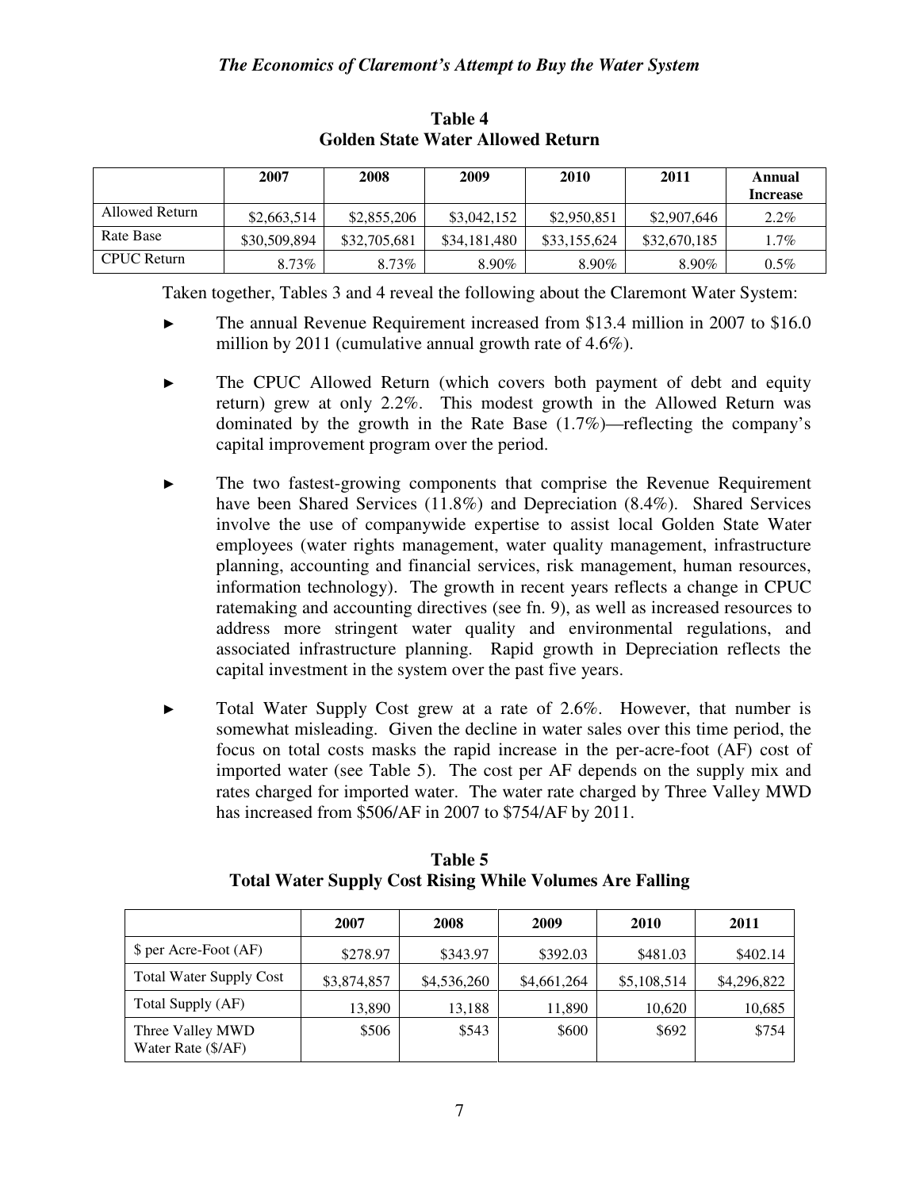**Table 4**
**Golden State Water Allowed Return**

| | 2007 | 2008 | 2009 | 2010 | 2011 | Annual Increase |
|---|---|---|---|---|---|---|
| Allowed Return | $2,663,514 | $2,855,206 | $3,042,152 | $2,950,851 | $2,907,646 | 2.2% |
| Rate Base | $30,509,894 | $32,705,681 | $34,181,480 | $33,155,624 | $32,670,185 | 1.7% |
| CPUC Return | 8.73% | 8.73% | 8.90% | 8.90% | 8.90% | 0.5% |

Taken together, Tables 3 and 4 reveal the following about the Claremont Water System:

- The annual Revenue Requirement increased from $13.4 million in 2007 to $16.0 million by 2011 (cumulative annual growth rate of 4.6%).
- The CPUC Allowed Return (which covers both payment of debt and equity return) grew at only 2.2%. This modest growth in the Allowed Return was dominated by the growth in the Rate Base (1.7%)—reflecting the company's capital improvement program over the period.
- The two fastest-growing components that comprise the Revenue Requirement have been Shared Services (11.8%) and Depreciation (8.4%). Shared Services involve the use of companywide expertise to assist local Golden State Water employees (water rights management, water quality management, infrastructure planning, accounting and financial services, risk management, human resources, information technology). The growth in recent years reflects a change in CPUC ratemaking and accounting directives (see fn. 9), as well as increased resources to address more stringent water quality and environmental regulations, and associated infrastructure planning. Rapid growth in Depreciation reflects the capital investment in the system over the past five years.
- Total Water Supply Cost grew at a rate of 2.6%. However, that number is somewhat misleading. Given the decline in water sales over this time period, the focus on total costs masks the rapid increase in the per-acre-foot (AF) cost of imported water (see Table 5). The cost per AF depends on the supply mix and rates charged for imported water. The water rate charged by Three Valley MWD has increased from $506/AF in 2007 to $754/AF by 2011.

**Table 5**
**Total Water Supply Cost Rising While Volumes Are Falling**

| | 2007 | 2008 | 2009 | 2010 | 2011 |
|---|---|---|---|---|---|
| $ per Acre-Foot (AF) | $278.97 | $343.97 | $392.03 | $481.03 | $402.14 |
| Total Water Supply Cost | $3,874,857 | $4,536,260 | $4,661,264 | $5,108,514 | $4,296,822 |
| Total Supply (AF) | 13,890 | 13,188 | 11,890 | 10,620 | 10,685 |
| Three Valley MWD Water Rate ($/AF) | $506 | $543 | $600 | $692 | $754 |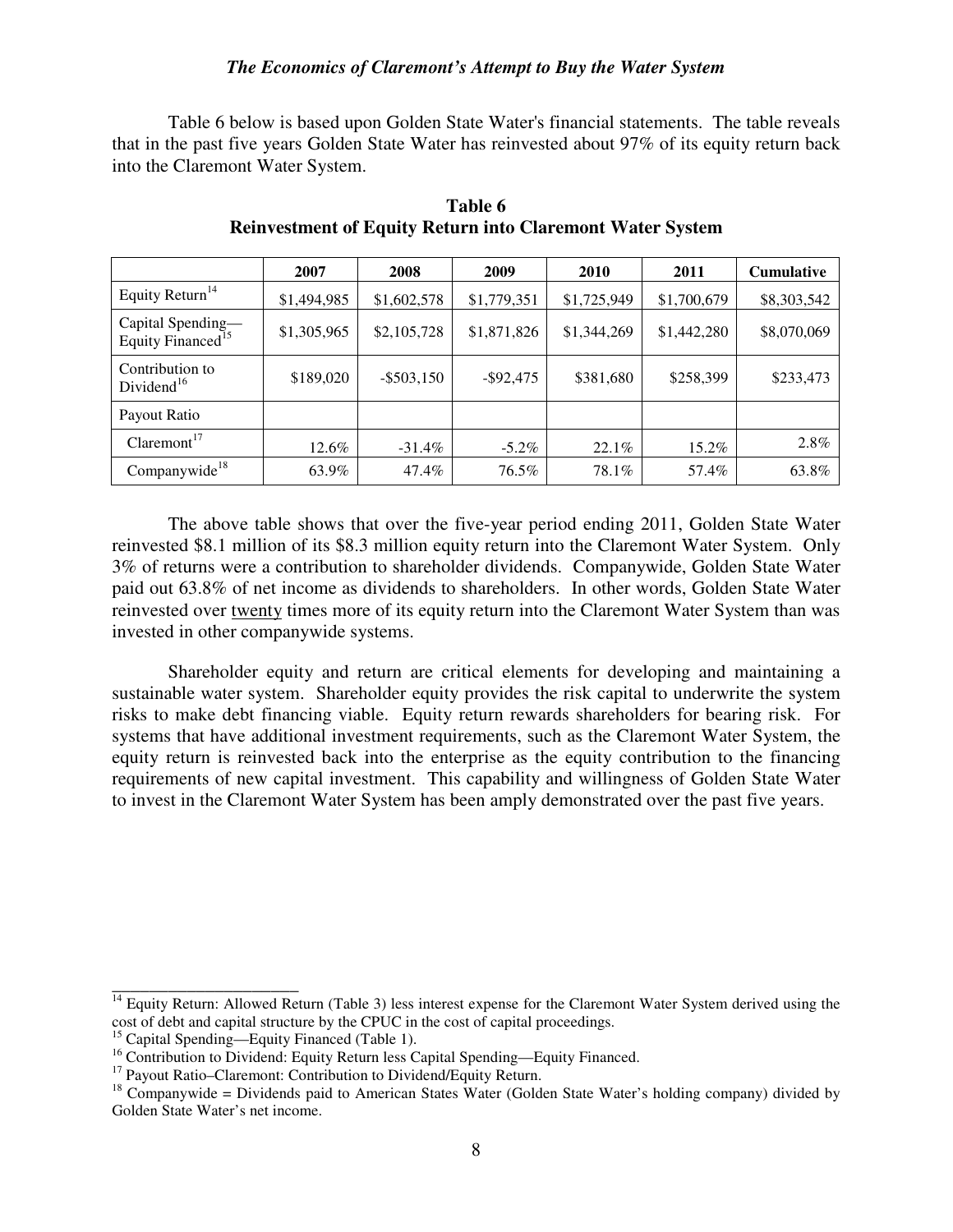Table 6 below is based upon Golden State Water's financial statements. The table reveals that in the past five years Golden State Water has reinvested about 97% of its equity return back into the Claremont Water System.

**Table 6**
**Reinvestment of Equity Return into Claremont Water System**

| | 2007 | 2008 | 2009 | 2010 | 2011 | Cumulative |
|---|---|---|---|---|---|---|
| Equity Return[14] | $1,494,985 | $1,602,578 | $1,779,351 | $1,725,949 | $1,700,679 | $8,303,542 |
| Capital Spending—Equity Financed[15] | $1,305,965 | $2,105,728 | $1,871,826 | $1,344,269 | $1,442,280 | $8,070,069 |
| Contribution to Dividend[16] | $189,020 | -$503,150 | -$92,475 | $381,680 | $258,399 | $233,473 |
| Payout Ratio | | | | | | |
| Claremont[17] | 12.6% | -31.4% | -5.2% | 22.1% | 15.2% | 2.8% |
| Companywide[18] | 63.9% | 47.4% | 76.5% | 78.1% | 57.4% | 63.8% |

The above table shows that over the five-year period ending 2011, Golden State Water reinvested $8.1 million of its $8.3 million equity return into the Claremont Water System. Only 3% of returns were a contribution to shareholder dividends. Companywide, Golden State Water paid out 63.8% of net income as dividends to shareholders. In other words, Golden State Water reinvested over twenty times more of its equity return into the Claremont Water System than was invested in other companywide systems.

Shareholder equity and return are critical elements for developing and maintaining a sustainable water system. Shareholder equity provides the risk capital to underwrite the system risks to make debt financing viable. Equity return rewards shareholders for bearing risk. For systems that have additional investment requirements, such as the Claremont Water System, the equity return is reinvested back into the enterprise as the equity contribution to the financing requirements of new capital investment. This capability and willingness of Golden State Water to invest in the Claremont Water System has been amply demonstrated over the past five years.

---

[14] Equity Return: Allowed Return (Table 3) less interest expense for the Claremont Water System derived using the cost of debt and capital structure by the CPUC in the cost of capital proceedings.

[15] Capital Spending—Equity Financed (Table 1).

[16] Contribution to Dividend: Equity Return less Capital Spending—Equity Financed.

[17] Payout Ratio–Claremont: Contribution to Dividend/Equity Return.

[18] Companywide = Dividends paid to American States Water (Golden State Water's holding company) divided by Golden State Water's net income.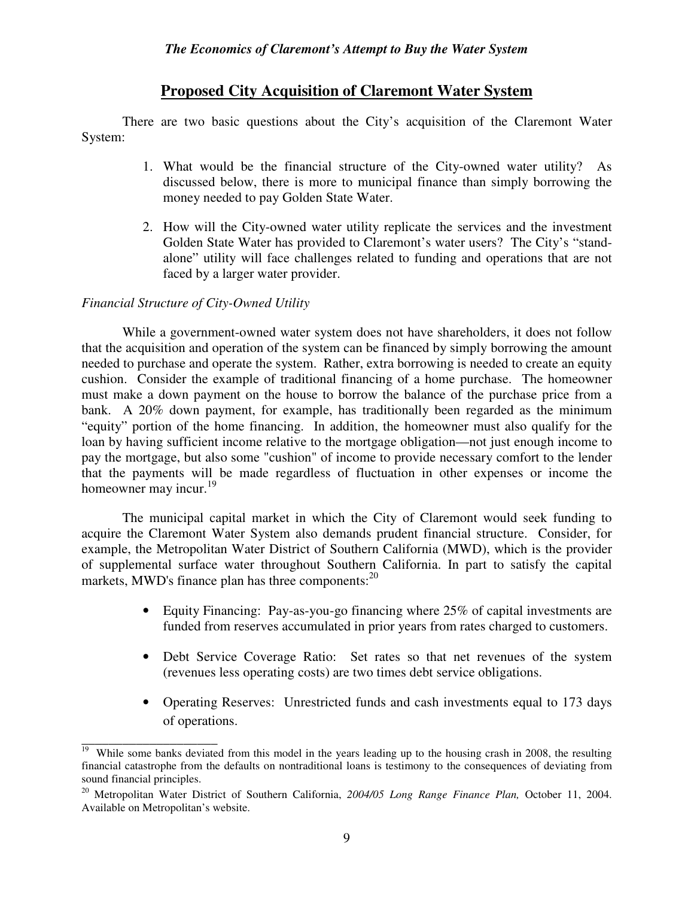## Proposed City Acquisition of Claremont Water System

There are two basic questions about the City's acquisition of the Claremont Water System:

1. What would be the financial structure of the City-owned water utility? As discussed below, there is more to municipal finance than simply borrowing the money needed to pay Golden State Water.

2. How will the City-owned water utility replicate the services and the investment Golden State Water has provided to Claremont's water users? The City's "stand-alone" utility will face challenges related to funding and operations that are not faced by a larger water provider.

*Financial Structure of City-Owned Utility*

While a government-owned water system does not have shareholders, it does not follow that the acquisition and operation of the system can be financed by simply borrowing the amount needed to purchase and operate the system. Rather, extra borrowing is needed to create an equity cushion. Consider the example of traditional financing of a home purchase. The homeowner must make a down payment on the house to borrow the balance of the purchase price from a bank. A 20% down payment, for example, has traditionally been regarded as the minimum "equity" portion of the home financing. In addition, the homeowner must also qualify for the loan by having sufficient income relative to the mortgage obligation—not just enough income to pay the mortgage, but also some "cushion" of income to provide necessary comfort to the lender that the payments will be made regardless of fluctuation in other expenses or income the homeowner may incur.[19]

The municipal capital market in which the City of Claremont would seek funding to acquire the Claremont Water System also demands prudent financial structure. Consider, for example, the Metropolitan Water District of Southern California (MWD), which is the provider of supplemental surface water throughout Southern California. In part to satisfy the capital markets, MWD's finance plan has three components:[20]

- Equity Financing: Pay-as-you-go financing where 25% of capital investments are funded from reserves accumulated in prior years from rates charged to customers.
- Debt Service Coverage Ratio: Set rates so that net revenues of the system (revenues less operating costs) are two times debt service obligations.
- Operating Reserves: Unrestricted funds and cash investments equal to 173 days of operations.

---

[19] While some banks deviated from this model in the years leading up to the housing crash in 2008, the resulting financial catastrophe from the defaults on nontraditional loans is testimony to the consequences of deviating from sound financial principles.

[20] Metropolitan Water District of Southern California, *2004/05 Long Range Finance Plan,* October 11, 2004. Available on Metropolitan's website.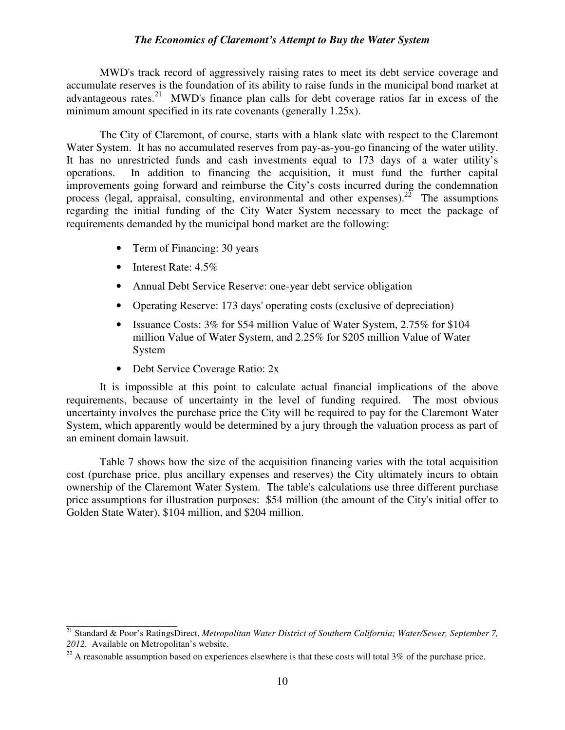MWD's track record of aggressively raising rates to meet its debt service coverage and accumulate reserves is the foundation of its ability to raise funds in the municipal bond market at advantageous rates.[21] MWD's finance plan calls for debt coverage ratios far in excess of the minimum amount specified in its rate covenants (generally 1.25x).

The City of Claremont, of course, starts with a blank slate with respect to the Claremont Water System. It has no accumulated reserves from pay-as-you-go financing of the water utility. It has no unrestricted funds and cash investments equal to 173 days of a water utility's operations. In addition to financing the acquisition, it must fund the further capital improvements going forward and reimburse the City's costs incurred during the condemnation process (legal, appraisal, consulting, environmental and other expenses).[22] The assumptions regarding the initial funding of the City Water System necessary to meet the package of requirements demanded by the municipal bond market are the following:

- Term of Financing: 30 years
- Interest Rate: 4.5%
- Annual Debt Service Reserve: one-year debt service obligation
- Operating Reserve: 173 days' operating costs (exclusive of depreciation)
- Issuance Costs: 3% for $54 million Value of Water System, 2.75% for $104 million Value of Water System, and 2.25% for $205 million Value of Water System
- Debt Service Coverage Ratio: 2x

It is impossible at this point to calculate actual financial implications of the above requirements, because of uncertainty in the level of funding required. The most obvious uncertainty involves the purchase price the City will be required to pay for the Claremont Water System, which apparently would be determined by a jury through the valuation process as part of an eminent domain lawsuit.

Table 7 shows how the size of the acquisition financing varies with the total acquisition cost (purchase price, plus ancillary expenses and reserves) the City ultimately incurs to obtain ownership of the Claremont Water System. The table's calculations use three different purchase price assumptions for illustration purposes: $54 million (the amount of the City's initial offer to Golden State Water), $104 million, and $204 million.

---

[21] Standard & Poor's RatingsDirect, *Metropolitan Water District of Southern California; Water/Sewer, September 7, 2012*. Available on Metropolitan's website.

[22] A reasonable assumption based on experiences elsewhere is that these costs will total 3% of the purchase price.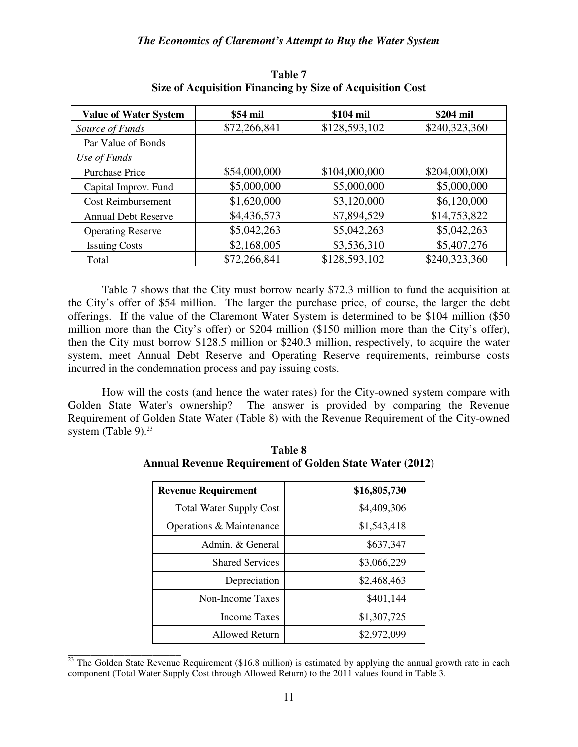**Table 7**
**Size of Acquisition Financing by Size of Acquisition Cost**

| Value of Water System | $54 mil | $104 mil | $204 mil |
|---|---|---|---|
| *Source of Funds* | $72,266,841 | $128,593,102 | $240,323,360 |
| Par Value of Bonds | | | |
| *Use of Funds* | | | |
| Purchase Price | $54,000,000 | $104,000,000 | $204,000,000 |
| Capital Improv. Fund | $5,000,000 | $5,000,000 | $5,000,000 |
| Cost Reimbursement | $1,620,000 | $3,120,000 | $6,120,000 |
| Annual Debt Reserve | $4,436,573 | $7,894,529 | $14,753,822 |
| Operating Reserve | $5,042,263 | $5,042,263 | $5,042,263 |
| Issuing Costs | $2,168,005 | $3,536,310 | $5,407,276 |
| Total | $72,266,841 | $128,593,102 | $240,323,360 |

Table 7 shows that the City must borrow nearly $72.3 million to fund the acquisition at the City's offer of $54 million. The larger the purchase price, of course, the larger the debt offerings. If the value of the Claremont Water System is determined to be $104 million ($50 million more than the City's offer) or $204 million ($150 million more than the City's offer), then the City must borrow $128.5 million or $240.3 million, respectively, to acquire the water system, meet Annual Debt Reserve and Operating Reserve requirements, reimburse costs incurred in the condemnation process and pay issuing costs.

How will the costs (and hence the water rates) for the City-owned system compare with Golden State Water's ownership? The answer is provided by comparing the Revenue Requirement of Golden State Water (Table 8) with the Revenue Requirement of the City-owned system (Table 9).[23]

**Table 8**
**Annual Revenue Requirement of Golden State Water (2012)**

| Revenue Requirement | $16,805,730 |
|---|---|
| Total Water Supply Cost | $4,409,306 |
| Operations & Maintenance | $1,543,418 |
| Admin. & General | $637,347 |
| Shared Services | $3,066,229 |
| Depreciation | $2,468,463 |
| Non-Income Taxes | $401,144 |
| Income Taxes | $1,307,725 |
| Allowed Return | $2,972,099 |

[23] The Golden State Revenue Requirement ($16.8 million) is estimated by applying the annual growth rate in each component (Total Water Supply Cost through Allowed Return) to the 2011 values found in Table 3.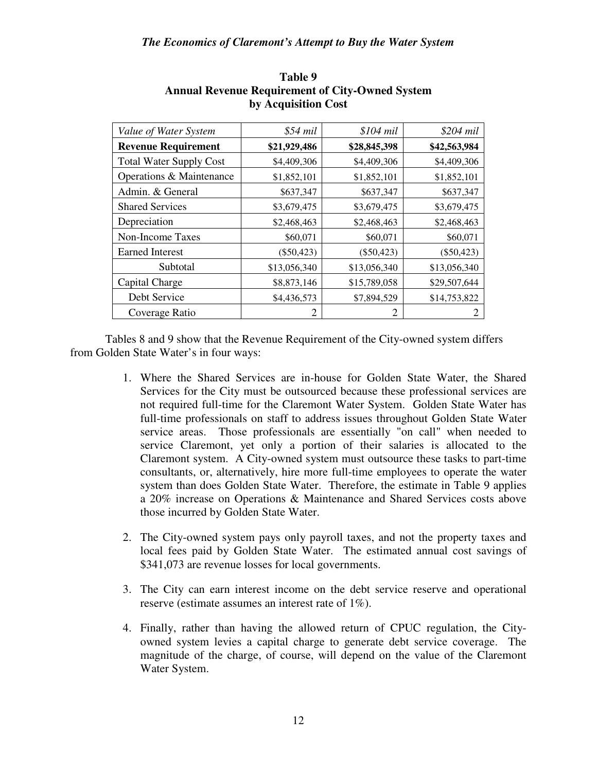**Table 9**
**Annual Revenue Requirement of City-Owned System by Acquisition Cost**

| *Value of Water System* | *$54 mil* | *$104 mil* | *$204 mil* |
|---|---|---|---|
| **Revenue Requirement** | **$21,929,486** | **$28,845,398** | **$42,563,984** |
| Total Water Supply Cost | $4,409,306 | $4,409,306 | $4,409,306 |
| Operations & Maintenance | $1,852,101 | $1,852,101 | $1,852,101 |
| Admin. & General | $637,347 | $637,347 | $637,347 |
| Shared Services | $3,679,475 | $3,679,475 | $3,679,475 |
| Depreciation | $2,468,463 | $2,468,463 | $2,468,463 |
| Non-Income Taxes | $60,071 | $60,071 | $60,071 |
| Earned Interest | ($50,423) | ($50,423) | ($50,423) |
| Subtotal | $13,056,340 | $13,056,340 | $13,056,340 |
| Capital Charge | $8,873,146 | $15,789,058 | $29,507,644 |
| Debt Service | $4,436,573 | $7,894,529 | $14,753,822 |
| Coverage Ratio | 2 | 2 | 2 |

Tables 8 and 9 show that the Revenue Requirement of the City-owned system differs from Golden State Water's in four ways:

1. Where the Shared Services are in-house for Golden State Water, the Shared Services for the City must be outsourced because these professional services are not required full-time for the Claremont Water System. Golden State Water has full-time professionals on staff to address issues throughout Golden State Water service areas. Those professionals are essentially "on call" when needed to service Claremont, yet only a portion of their salaries is allocated to the Claremont system. A City-owned system must outsource these tasks to part-time consultants, or, alternatively, hire more full-time employees to operate the water system than does Golden State Water. Therefore, the estimate in Table 9 applies a 20% increase on Operations & Maintenance and Shared Services costs above those incurred by Golden State Water.

2. The City-owned system pays only payroll taxes, and not the property taxes and local fees paid by Golden State Water. The estimated annual cost savings of $341,073 are revenue losses for local governments.

3. The City can earn interest income on the debt service reserve and operational reserve (estimate assumes an interest rate of 1%).

4. Finally, rather than having the allowed return of CPUC regulation, the City-owned system levies a capital charge to generate debt service coverage. The magnitude of the charge, of course, will depend on the value of the Claremont Water System.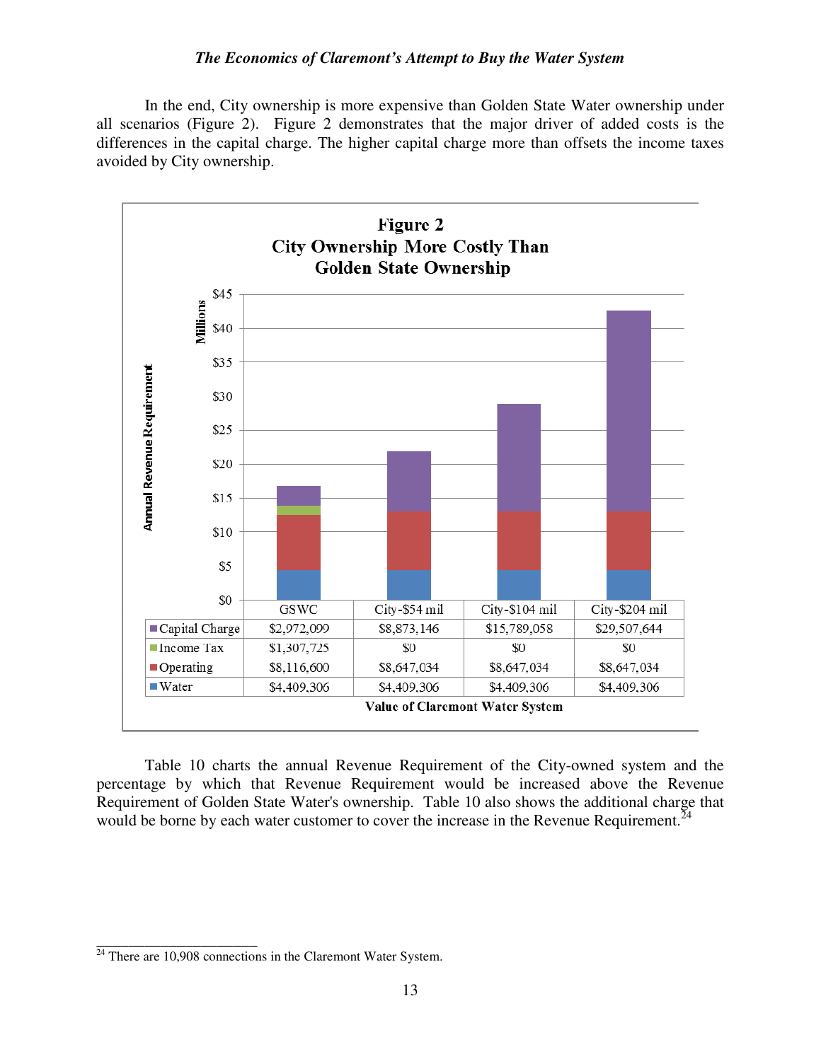In the end, City ownership is more expensive than Golden State Water ownership under all scenarios (Figure 2). Figure 2 demonstrates that the major driver of added costs is the differences in the capital charge. The higher capital charge more than offsets the income taxes avoided by City ownership.

**Figure 2**
**City Ownership More Costly Than Golden State Ownership**

| | GSWC | City-$54 mil | City-$104 mil | City-$204 mil |
|---|---|---|---|---|
| Capital Charge | $2,972,099 | $8,873,146 | $15,789,058 | $29,507,644 |
| Income Tax | $1,307,725 | $0 | $0 | $0 |
| Operating | $8,116,600 | $8,647,034 | $8,647,034 | $8,647,034 |
| Water | $4,409,306 | $4,409,306 | $4,409,306 | $4,409,306 |

Value of Claremont Water System

Table 10 charts the annual Revenue Requirement of the City-owned system and the percentage by which that Revenue Requirement would be increased above the Revenue Requirement of Golden State Water's ownership. Table 10 also shows the additional charge that would be borne by each water customer to cover the increase in the Revenue Requirement.[24]

[24] There are 10,908 connections in the Claremont Water System.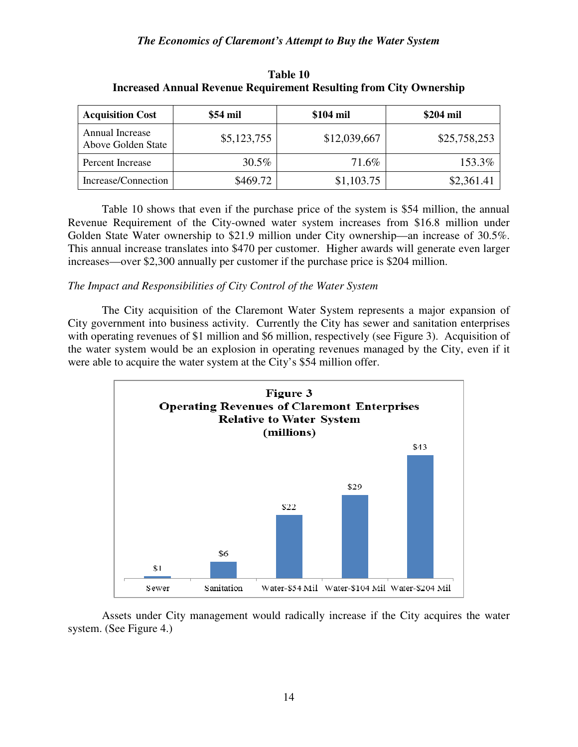**Table 10**
**Increased Annual Revenue Requirement Resulting from City Ownership**

| Acquisition Cost | $54 mil | $104 mil | $204 mil |
|---|---|---|---|
| Annual Increase Above Golden State | $5,123,755 | $12,039,667 | $25,758,253 |
| Percent Increase | 30.5% | 71.6% | 153.3% |
| Increase/Connection | $469.72 | $1,103.75 | $2,361.41 |

Table 10 shows that even if the purchase price of the system is $54 million, the annual Revenue Requirement of the City-owned water system increases from $16.8 million under Golden State Water ownership to $21.9 million under City ownership—an increase of 30.5%. This annual increase translates into $470 per customer. Higher awards will generate even larger increases—over $2,300 annually per customer if the purchase price is $204 million.

*The Impact and Responsibilities of City Control of the Water System*

The City acquisition of the Claremont Water System represents a major expansion of City government into business activity. Currently the City has sewer and sanitation enterprises with operating revenues of $1 million and $6 million, respectively (see Figure 3). Acquisition of the water system would be an explosion in operating revenues managed by the City, even if it were able to acquire the water system at the City's $54 million offer.

**Figure 3**
**Operating Revenues of Claremont Enterprises Relative to Water System (millions)**

| Sewer | Sanitation | Water-$54 Mil | Water-$104 Mil | Water-$204 Mil |
|---|---|---|---|---|
| $1 | $6 | $22 | $29 | $43 |

Assets under City management would radically increase if the City acquires the water system. (See Figure 4.)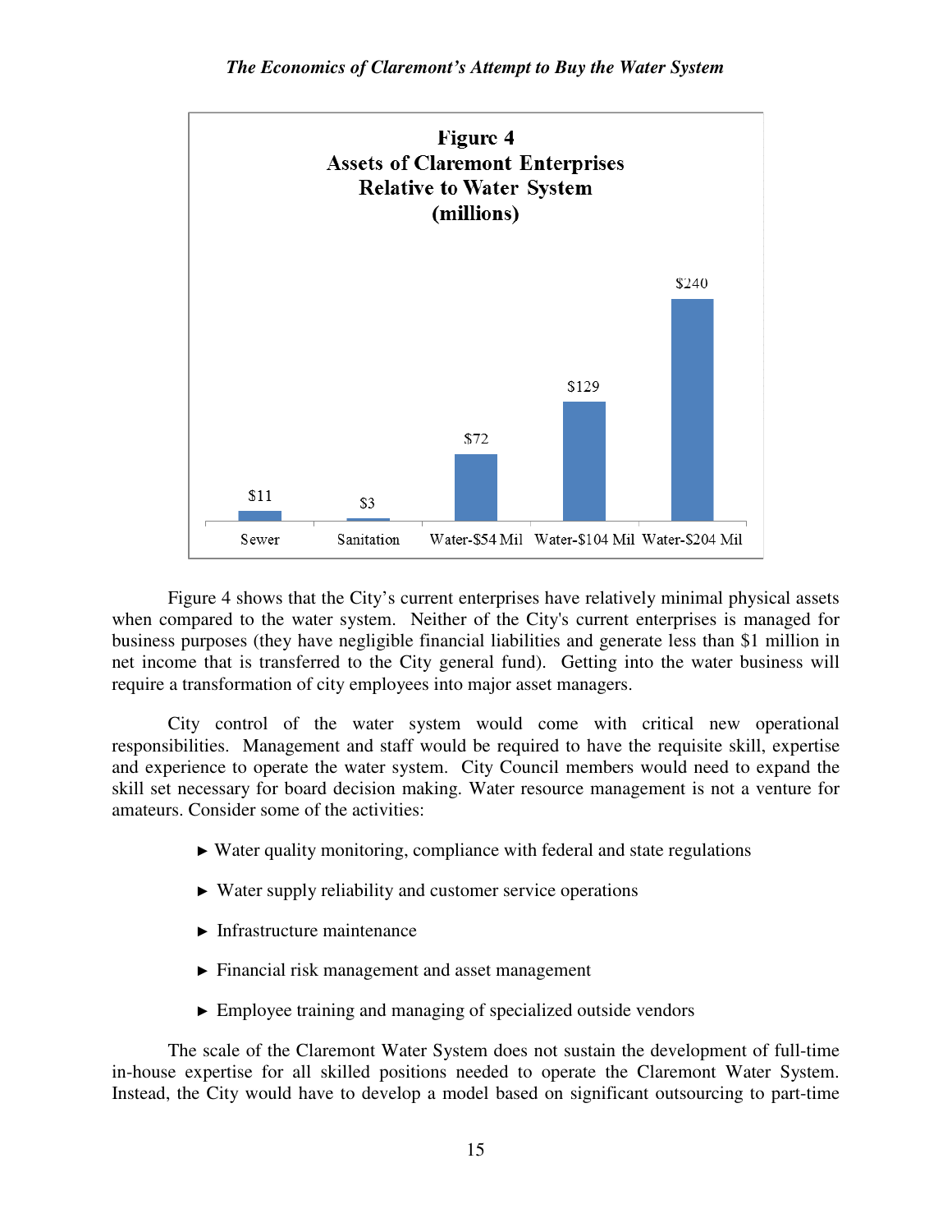**Figure 4**
**Assets of Claremont Enterprises Relative to Water System (millions)**

| Sewer | Sanitation | Water-$54 Mil | Water-$104 Mil | Water-$204 Mil |
|---|---|---|---|---|
| $11 | $3 | $72 | $129 | $240 |

Figure 4 shows that the City's current enterprises have relatively minimal physical assets when compared to the water system. Neither of the City's current enterprises is managed for business purposes (they have negligible financial liabilities and generate less than $1 million in net income that is transferred to the City general fund). Getting into the water business will require a transformation of city employees into major asset managers.

City control of the water system would come with critical new operational responsibilities. Management and staff would be required to have the requisite skill, expertise and experience to operate the water system. City Council members would need to expand the skill set necessary for board decision making. Water resource management is not a venture for amateurs. Consider some of the activities:

- ► Water quality monitoring, compliance with federal and state regulations
- ► Water supply reliability and customer service operations
- ► Infrastructure maintenance
- ► Financial risk management and asset management
- ► Employee training and managing of specialized outside vendors

The scale of the Claremont Water System does not sustain the development of full-time in-house expertise for all skilled positions needed to operate the Claremont Water System. Instead, the City would have to develop a model based on significant outsourcing to part-time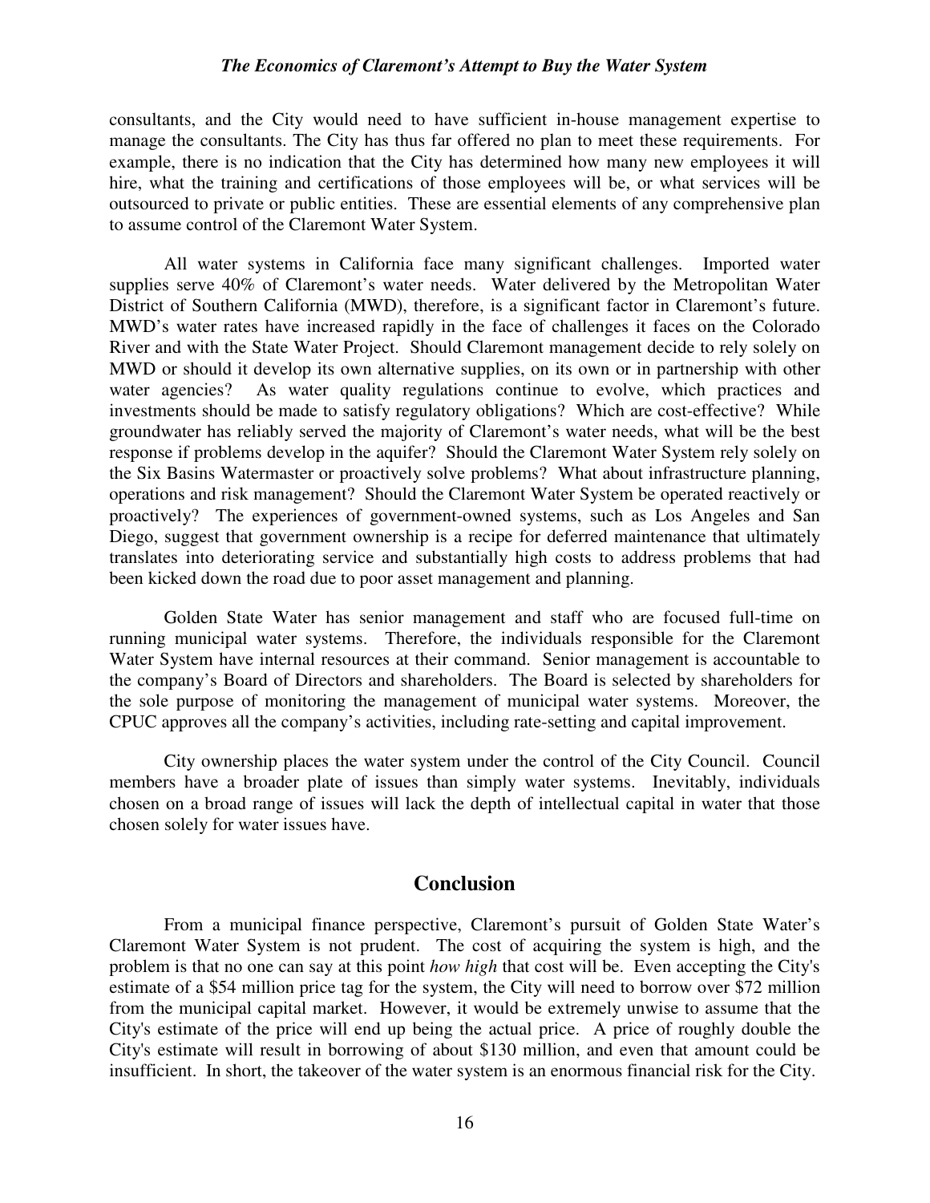consultants, and the City would need to have sufficient in-house management expertise to manage the consultants. The City has thus far offered no plan to meet these requirements. For example, there is no indication that the City has determined how many new employees it will hire, what the training and certifications of those employees will be, or what services will be outsourced to private or public entities. These are essential elements of any comprehensive plan to assume control of the Claremont Water System.

All water systems in California face many significant challenges. Imported water supplies serve 40% of Claremont's water needs. Water delivered by the Metropolitan Water District of Southern California (MWD), therefore, is a significant factor in Claremont's future. MWD's water rates have increased rapidly in the face of challenges it faces on the Colorado River and with the State Water Project. Should Claremont management decide to rely solely on MWD or should it develop its own alternative supplies, on its own or in partnership with other water agencies? As water quality regulations continue to evolve, which practices and investments should be made to satisfy regulatory obligations? Which are cost-effective? While groundwater has reliably served the majority of Claremont's water needs, what will be the best response if problems develop in the aquifer? Should the Claremont Water System rely solely on the Six Basins Watermaster or proactively solve problems? What about infrastructure planning, operations and risk management? Should the Claremont Water System be operated reactively or proactively? The experiences of government-owned systems, such as Los Angeles and San Diego, suggest that government ownership is a recipe for deferred maintenance that ultimately translates into deteriorating service and substantially high costs to address problems that had been kicked down the road due to poor asset management and planning.

Golden State Water has senior management and staff who are focused full-time on running municipal water systems. Therefore, the individuals responsible for the Claremont Water System have internal resources at their command. Senior management is accountable to the company's Board of Directors and shareholders. The Board is selected by shareholders for the sole purpose of monitoring the management of municipal water systems. Moreover, the CPUC approves all the company's activities, including rate-setting and capital improvement.

City ownership places the water system under the control of the City Council. Council members have a broader plate of issues than simply water systems. Inevitably, individuals chosen on a broad range of issues will lack the depth of intellectual capital in water that those chosen solely for water issues have.

## Conclusion

From a municipal finance perspective, Claremont's pursuit of Golden State Water's Claremont Water System is not prudent. The cost of acquiring the system is high, and the problem is that no one can say at this point *how high* that cost will be. Even accepting the City's estimate of a $54 million price tag for the system, the City will need to borrow over $72 million from the municipal capital market. However, it would be extremely unwise to assume that the City's estimate of the price will end up being the actual price. A price of roughly double the City's estimate will result in borrowing of about $130 million, and even that amount could be insufficient. In short, the takeover of the water system is an enormous financial risk for the City.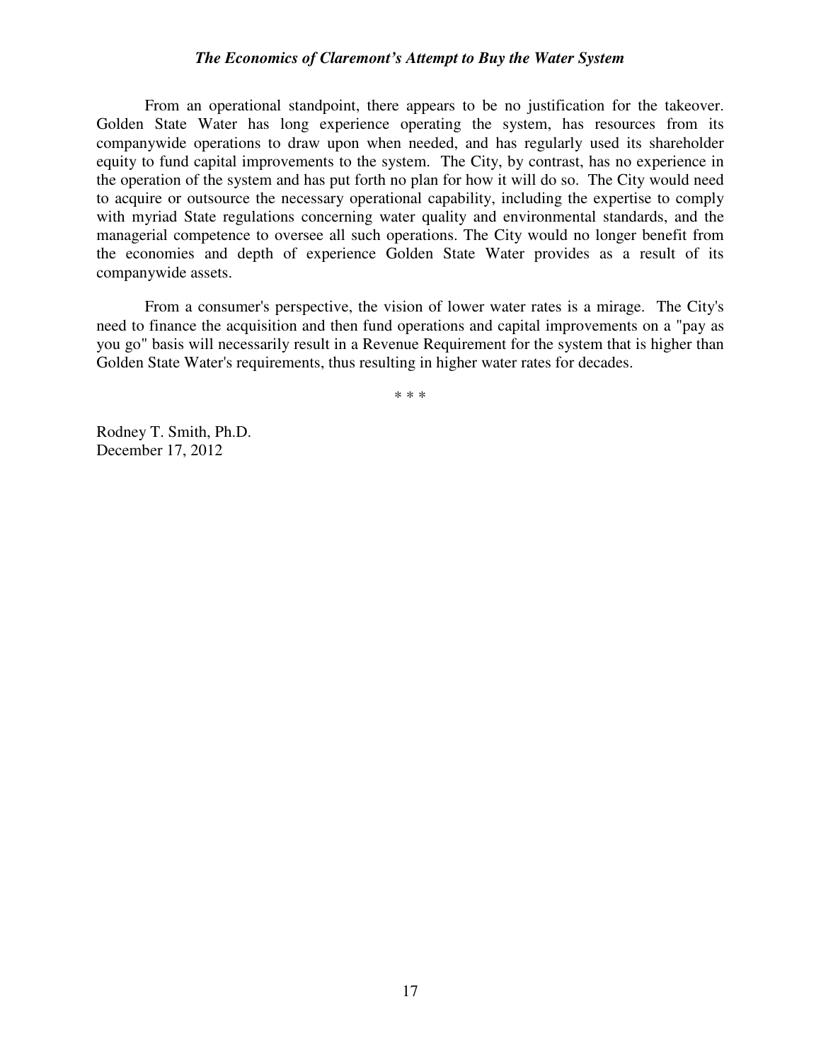From an operational standpoint, there appears to be no justification for the takeover. Golden State Water has long experience operating the system, has resources from its companywide operations to draw upon when needed, and has regularly used its shareholder equity to fund capital improvements to the system. The City, by contrast, has no experience in the operation of the system and has put forth no plan for how it will do so. The City would need to acquire or outsource the necessary operational capability, including the expertise to comply with myriad State regulations concerning water quality and environmental standards, and the managerial competence to oversee all such operations. The City would no longer benefit from the economies and depth of experience Golden State Water provides as a result of its companywide assets.

From a consumer's perspective, the vision of lower water rates is a mirage. The City's need to finance the acquisition and then fund operations and capital improvements on a "pay as you go" basis will necessarily result in a Revenue Requirement for the system that is higher than Golden State Water's requirements, thus resulting in higher water rates for decades.

* * *

Rodney T. Smith, Ph.D.
December 17, 2012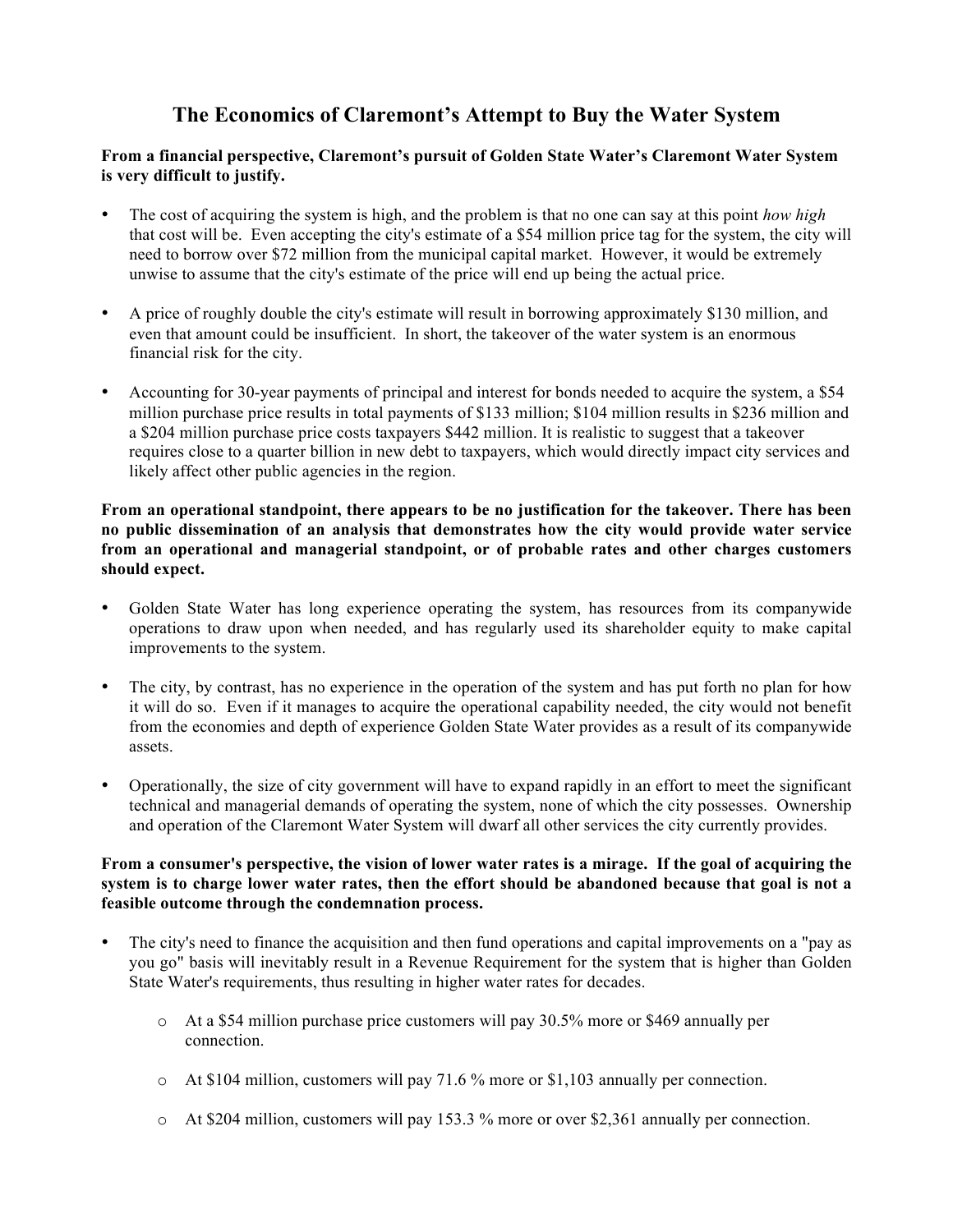# The Economics of Claremont's Attempt to Buy the Water System

**From a financial perspective, Claremont's pursuit of Golden State Water's Claremont Water System is very difficult to justify.**

- The cost of acquiring the system is high, and the problem is that no one can say at this point *how high* that cost will be. Even accepting the city's estimate of a $54 million price tag for the system, the city will need to borrow over $72 million from the municipal capital market. However, it would be extremely unwise to assume that the city's estimate of the price will end up being the actual price.

- A price of roughly double the city's estimate will result in borrowing approximately $130 million, and even that amount could be insufficient. In short, the takeover of the water system is an enormous financial risk for the city.

- Accounting for 30-year payments of principal and interest for bonds needed to acquire the system, a $54 million purchase price results in total payments of $133 million; $104 million results in $236 million and a $204 million purchase price costs taxpayers $442 million. It is realistic to suggest that a takeover requires close to a quarter billion in new debt to taxpayers, which would directly impact city services and likely affect other public agencies in the region.

**From an operational standpoint, there appears to be no justification for the takeover. There has been no public dissemination of an analysis that demonstrates how the city would provide water service from an operational and managerial standpoint, or of probable rates and other charges customers should expect.**

- Golden State Water has long experience operating the system, has resources from its companywide operations to draw upon when needed, and has regularly used its shareholder equity to make capital improvements to the system.

- The city, by contrast, has no experience in the operation of the system and has put forth no plan for how it will do so. Even if it manages to acquire the operational capability needed, the city would not benefit from the economies and depth of experience Golden State Water provides as a result of its companywide assets.

- Operationally, the size of city government will have to expand rapidly in an effort to meet the significant technical and managerial demands of operating the system, none of which the city possesses. Ownership and operation of the Claremont Water System will dwarf all other services the city currently provides.

**From a consumer's perspective, the vision of lower water rates is a mirage. If the goal of acquiring the system is to charge lower water rates, then the effort should be abandoned because that goal is not a feasible outcome through the condemnation process.**

- The city's need to finance the acquisition and then fund operations and capital improvements on a "pay as you go" basis will inevitably result in a Revenue Requirement for the system that is higher than Golden State Water's requirements, thus resulting in higher water rates for decades.
  - At a $54 million purchase price customers will pay 30.5% more or $469 annually per connection.
  - At $104 million, customers will pay 71.6 % more or $1,103 annually per connection.
  - At $204 million, customers will pay 153.3 % more or over $2,361 annually per connection.